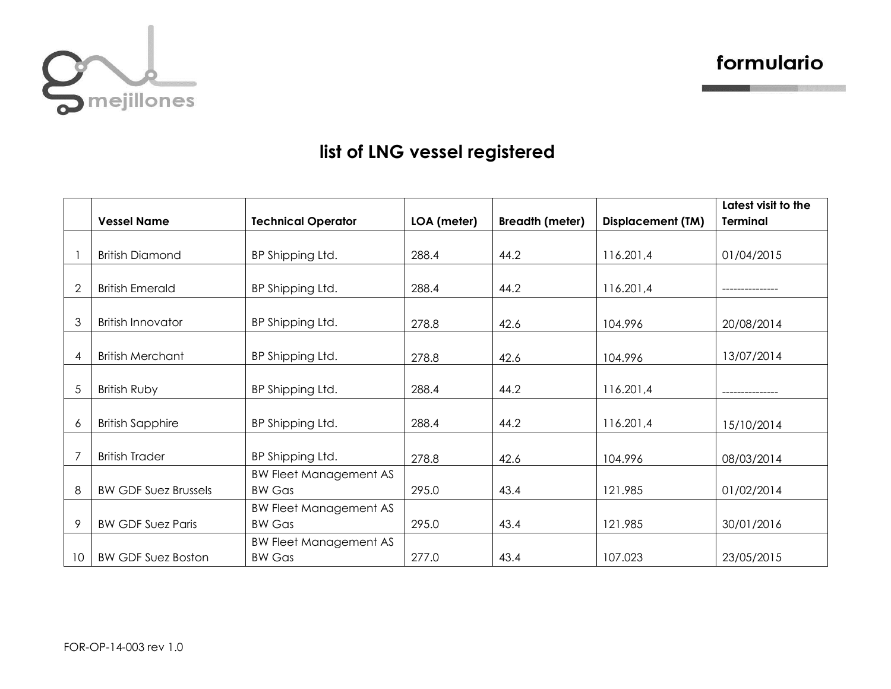gnl mejillones

formulario

# list of LNG vessel registered

| | Vessel Name | Technical Operator | LOA (meter) | Breadth (meter) | Displacement (TM) | Latest visit to the Terminal |
|---|---|---|---|---|---|---|
| 1 | British Diamond | BP Shipping Ltd. | 288.4 | 44.2 | 116.201,4 | 01/04/2015 |
| 2 | British Emerald | BP Shipping Ltd. | 288.4 | 44.2 | 116.201,4 | --------------- |
| 3 | British Innovator | BP Shipping Ltd. | 278.8 | 42.6 | 104.996 | 20/08/2014 |
| 4 | British Merchant | BP Shipping Ltd. | 278.8 | 42.6 | 104.996 | 13/07/2014 |
| 5 | British Ruby | BP Shipping Ltd. | 288.4 | 44.2 | 116.201,4 | --------------- |
| 6 | British Sapphire | BP Shipping Ltd. | 288.4 | 44.2 | 116.201,4 | 15/10/2014 |
| 7 | British Trader | BP Shipping Ltd. | 278.8 | 42.6 | 104.996 | 08/03/2014 |
| 8 | BW GDF Suez Brussels | BW Fleet Management AS BW Gas | 295.0 | 43.4 | 121.985 | 01/02/2014 |
| 9 | BW GDF Suez Paris | BW Fleet Management AS BW Gas | 295.0 | 43.4 | 121.985 | 30/01/2016 |
| 10 | BW GDF Suez Boston | BW Fleet Management AS BW Gas | 277.0 | 43.4 | 107.023 | 23/05/2015 |

FOR-OP-14-003 rev 1.0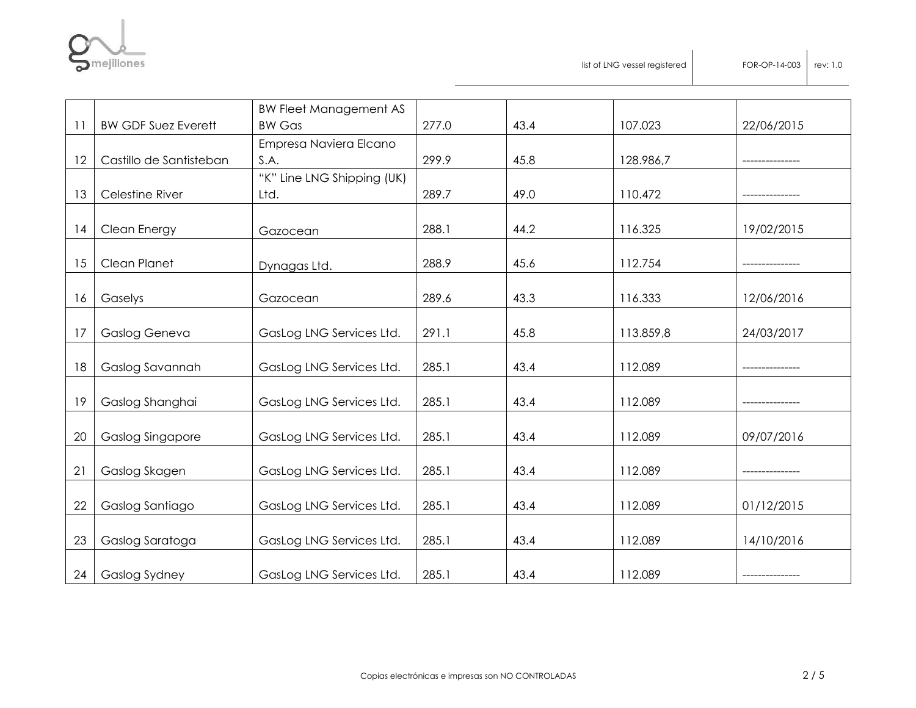| | | | | | | |
|---|---|---|---|---|---|---|
| 11 | BW GDF Suez Everett | BW Fleet Management AS BW Gas | 277.0 | 43.4 | 107.023 | 22/06/2015 |
| 12 | Castillo de Santisteban | Empresa Naviera Elcano S.A. | 299.9 | 45.8 | 128.986,7 | --------------- |
| 13 | Celestine River | "K" Line LNG Shipping (UK) Ltd. | 289.7 | 49.0 | 110.472 | --------------- |
| 14 | Clean Energy | Gazocean | 288.1 | 44.2 | 116.325 | 19/02/2015 |
| 15 | Clean Planet | Dynagas Ltd. | 288.9 | 45.6 | 112.754 | --------------- |
| 16 | Gaselys | Gazocean | 289.6 | 43.3 | 116.333 | 12/06/2016 |
| 17 | Gaslog Geneva | GasLog LNG Services Ltd. | 291.1 | 45.8 | 113.859,8 | 24/03/2017 |
| 18 | Gaslog Savannah | GasLog LNG Services Ltd. | 285.1 | 43.4 | 112.089 | --------------- |
| 19 | Gaslog Shanghai | GasLog LNG Services Ltd. | 285.1 | 43.4 | 112.089 | --------------- |
| 20 | Gaslog Singapore | GasLog LNG Services Ltd. | 285.1 | 43.4 | 112.089 | 09/07/2016 |
| 21 | Gaslog Skagen | GasLog LNG Services Ltd. | 285.1 | 43.4 | 112.089 | --------------- |
| 22 | Gaslog Santiago | GasLog LNG Services Ltd. | 285.1 | 43.4 | 112.089 | 01/12/2015 |
| 23 | Gaslog Saratoga | GasLog LNG Services Ltd. | 285.1 | 43.4 | 112.089 | 14/10/2016 |
| 24 | Gaslog Sydney | GasLog LNG Services Ltd. | 285.1 | 43.4 | 112.089 | --------------- |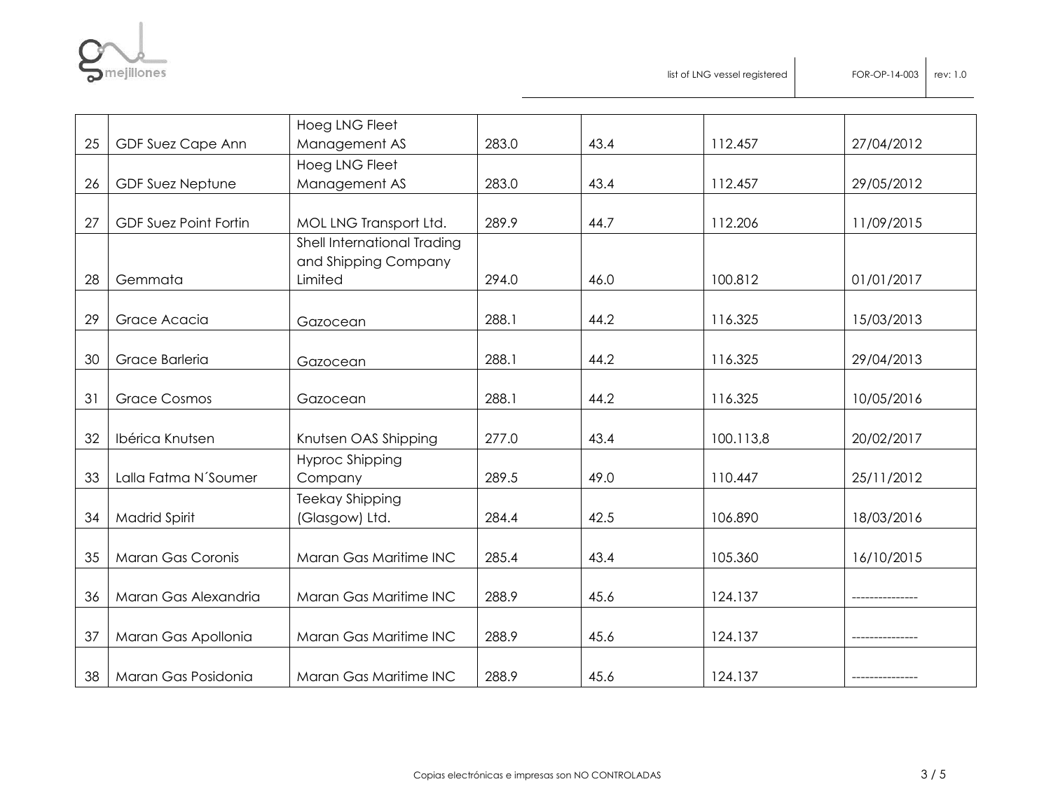| | | | | | | |
|---|---|---|---|---|---|---|
| 25 | GDF Suez Cape Ann | Hoeg LNG Fleet Management AS | 283.0 | 43.4 | 112.457 | 27/04/2012 |
| 26 | GDF Suez Neptune | Hoeg LNG Fleet Management AS | 283.0 | 43.4 | 112.457 | 29/05/2012 |
| 27 | GDF Suez Point Fortin | MOL LNG Transport Ltd. | 289.9 | 44.7 | 112.206 | 11/09/2015 |
| 28 | Gemmata | Shell International Trading and Shipping Company Limited | 294.0 | 46.0 | 100.812 | 01/01/2017 |
| 29 | Grace Acacia | Gazocean | 288.1 | 44.2 | 116.325 | 15/03/2013 |
| 30 | Grace Barleria | Gazocean | 288.1 | 44.2 | 116.325 | 29/04/2013 |
| 31 | Grace Cosmos | Gazocean | 288.1 | 44.2 | 116.325 | 10/05/2016 |
| 32 | Ibérica Knutsen | Knutsen OAS Shipping | 277.0 | 43.4 | 100.113,8 | 20/02/2017 |
| 33 | Lalla Fatma N´Soumer | Hyproc Shipping Company | 289.5 | 49.0 | 110.447 | 25/11/2012 |
| 34 | Madrid Spirit | Teekay Shipping (Glasgow) Ltd. | 284.4 | 42.5 | 106.890 | 18/03/2016 |
| 35 | Maran Gas Coronis | Maran Gas Maritime INC | 285.4 | 43.4 | 105.360 | 16/10/2015 |
| 36 | Maran Gas Alexandria | Maran Gas Maritime INC | 288.9 | 45.6 | 124.137 | --------------- |
| 37 | Maran Gas Apollonia | Maran Gas Maritime INC | 288.9 | 45.6 | 124.137 | --------------- |
| 38 | Maran Gas Posidonia | Maran Gas Maritime INC | 288.9 | 45.6 | 124.137 | --------------- |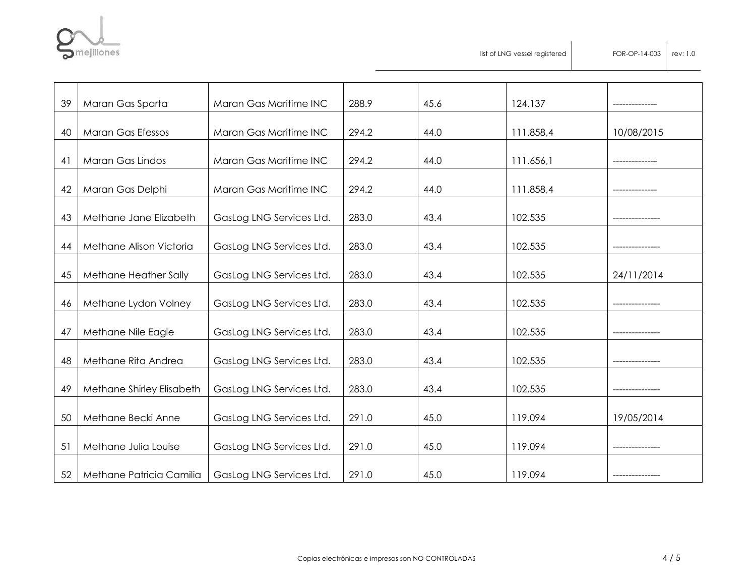| 39 | Maran Gas Sparta | Maran Gas Maritime INC | 288.9 | 45.6 | 124.137 | -------------- |
|---|---|---|---|---|---|---|
| 40 | Maran Gas Efessos | Maran Gas Maritime INC | 294.2 | 44.0 | 111.858,4 | 10/08/2015 |
| 41 | Maran Gas Lindos | Maran Gas Maritime INC | 294.2 | 44.0 | 111.656,1 | -------------- |
| 42 | Maran Gas Delphi | Maran Gas Maritime INC | 294.2 | 44.0 | 111.858,4 | -------------- |
| 43 | Methane Jane Elizabeth | GasLog LNG Services Ltd. | 283.0 | 43.4 | 102.535 | --------------- |
| 44 | Methane Alison Victoria | GasLog LNG Services Ltd. | 283.0 | 43.4 | 102.535 | --------------- |
| 45 | Methane Heather Sally | GasLog LNG Services Ltd. | 283.0 | 43.4 | 102.535 | 24/11/2014 |
| 46 | Methane Lydon Volney | GasLog LNG Services Ltd. | 283.0 | 43.4 | 102.535 | --------------- |
| 47 | Methane Nile Eagle | GasLog LNG Services Ltd. | 283.0 | 43.4 | 102.535 | --------------- |
| 48 | Methane Rita Andrea | GasLog LNG Services Ltd. | 283.0 | 43.4 | 102.535 | --------------- |
| 49 | Methane Shirley Elisabeth | GasLog LNG Services Ltd. | 283.0 | 43.4 | 102.535 | --------------- |
| 50 | Methane Becki Anne | GasLog LNG Services Ltd. | 291.0 | 45.0 | 119.094 | 19/05/2014 |
| 51 | Methane Julia Louise | GasLog LNG Services Ltd. | 291.0 | 45.0 | 119.094 | --------------- |
| 52 | Methane Patricia Camilia | GasLog LNG Services Ltd. | 291.0 | 45.0 | 119.094 | --------------- |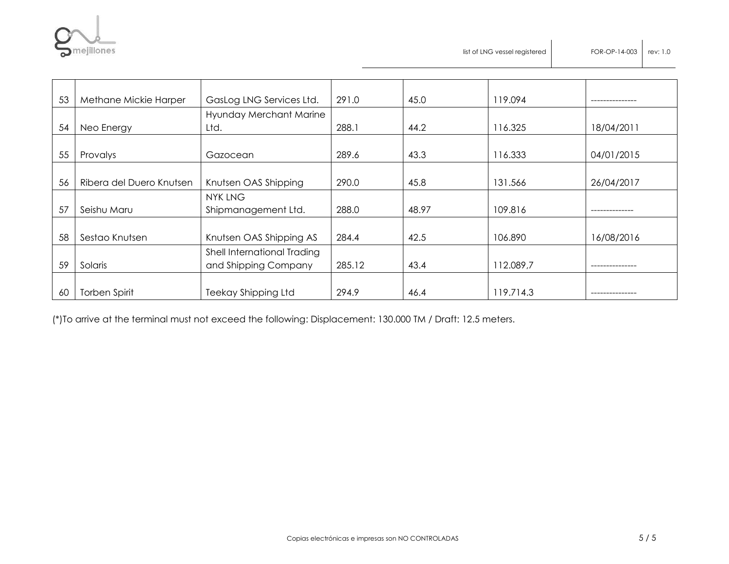| | | | | | | |
|---|---|---|---|---|---|---|
| 53 | Methane Mickie Harper | GasLog LNG Services Ltd. | 291.0 | 45.0 | 119.094 | --------------- |
| 54 | Neo Energy | Hyunday Merchant Marine Ltd. | 288.1 | 44.2 | 116.325 | 18/04/2011 |
| 55 | Provalys | Gazocean | 289.6 | 43.3 | 116.333 | 04/01/2015 |
| 56 | Ribera del Duero Knutsen | Knutsen OAS Shipping | 290.0 | 45.8 | 131.566 | 26/04/2017 |
| 57 | Seishu Maru | NYK LNG Shipmanagement Ltd. | 288.0 | 48.97 | 109.816 | -------------- |
| 58 | Sestao Knutsen | Knutsen OAS Shipping AS | 284.4 | 42.5 | 106.890 | 16/08/2016 |
| 59 | Solaris | Shell International Trading and Shipping Company | 285.12 | 43.4 | 112.089,7 | --------------- |
| 60 | Torben Spirit | Teekay Shipping Ltd | 294.9 | 46.4 | 119.714.3 | --------------- |

(*)To arrive at the terminal must not exceed the following: Displacement: 130.000 TM / Draft: 12.5 meters.

Copias electrónicas e impresas son NO CONTROLADAS